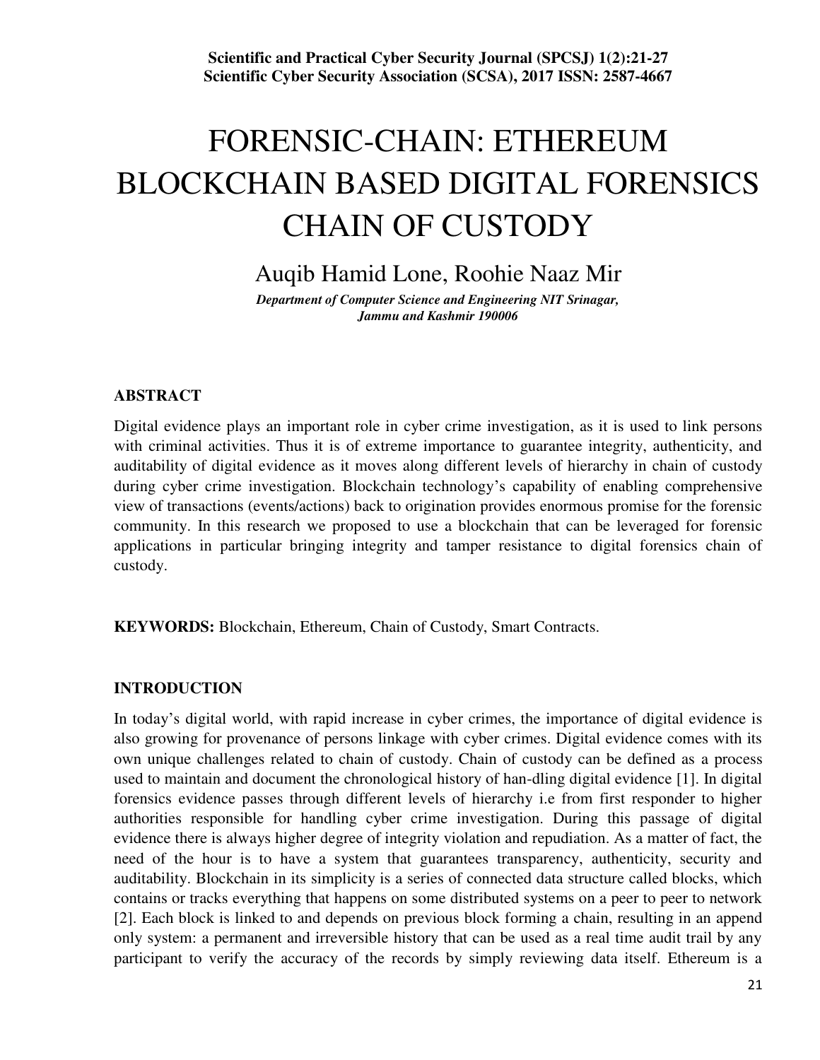# FORENSIC-CHAIN: ETHEREUM BLOCKCHAIN BASED DIGITAL FORENSICS CHAIN OF CUSTODY

Auqib Hamid Lone, Roohie Naaz Mir

*Department of Computer Science and Engineering NIT Srinagar, Jammu and Kashmir 190006*

## ABSTRACT

Digital evidence plays an important role in cyber crime investigation, as it is used to link persons with criminal activities. Thus it is of extreme importance to guarantee integrity, authenticity, and auditability of digital evidence as it moves along different levels of hierarchy in chain of custody during cyber crime investigation. Blockchain technology's capability of enabling comprehensive view of transactions (events/actions) back to origination provides enormous promise for the forensic community. In this research we proposed to use a blockchain that can be leveraged for forensic applications in particular bringing integrity and tamper resistance to digital forensics chain of custody.

**KEYWORDS:** Blockchain, Ethereum, Chain of Custody, Smart Contracts.

## INTRODUCTION

In today's digital world, with rapid increase in cyber crimes, the importance of digital evidence is also growing for provenance of persons linkage with cyber crimes. Digital evidence comes with its own unique challenges related to chain of custody. Chain of custody can be defined as a process used to maintain and document the chronological history of han-dling digital evidence [1]. In digital forensics evidence passes through different levels of hierarchy i.e from first responder to higher authorities responsible for handling cyber crime investigation. During this passage of digital evidence there is always higher degree of integrity violation and repudiation. As a matter of fact, the need of the hour is to have a system that guarantees transparency, authenticity, security and auditability. Blockchain in its simplicity is a series of connected data structure called blocks, which contains or tracks everything that happens on some distributed systems on a peer to peer to network [2]. Each block is linked to and depends on previous block forming a chain, resulting in an append only system: a permanent and irreversible history that can be used as a real time audit trail by any participant to verify the accuracy of the records by simply reviewing data itself. Ethereum is a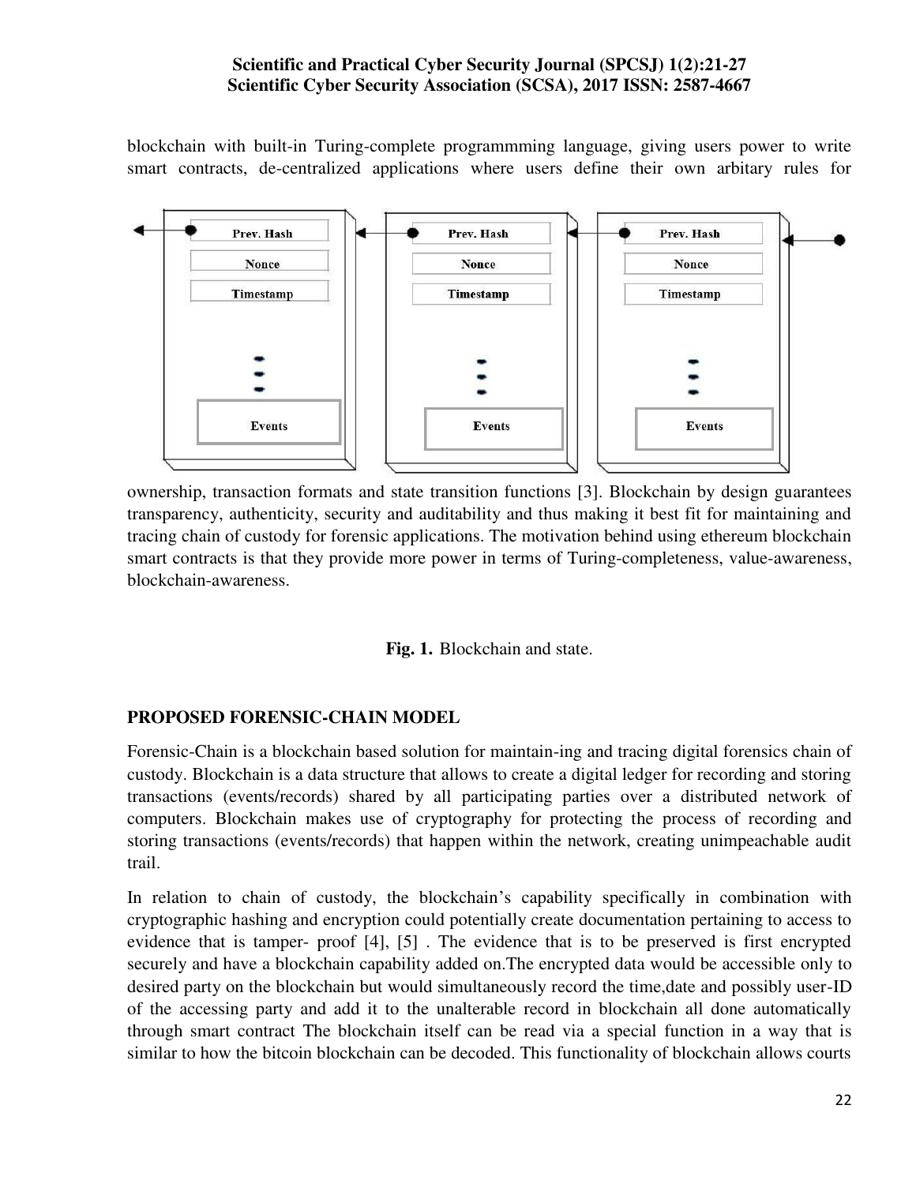blockchain with built-in Turing-complete programmming language, giving users power to write smart contracts, de-centralized applications where users define their own arbitary rules for ownership, transaction formats and state transition functions [3]. Blockchain by design guarantees transparency, authenticity, security and auditability and thus making it best fit for maintaining and tracing chain of custody for forensic applications. The motivation behind using ethereum blockchain smart contracts is that they provide more power in terms of Turing-completeness, value-awareness, blockchain-awareness.

**Fig. 1.** Blockchain and state.

## PROPOSED FORENSIC-CHAIN MODEL

Forensic-Chain is a blockchain based solution for maintain-ing and tracing digital forensics chain of custody. Blockchain is a data structure that allows to create a digital ledger for recording and storing transactions (events/records) shared by all participating parties over a distributed network of computers. Blockchain makes use of cryptography for protecting the process of recording and storing transactions (events/records) that happen within the network, creating unimpeachable audit trail.

In relation to chain of custody, the blockchain's capability specifically in combination with cryptographic hashing and encryption could potentially create documentation pertaining to access to evidence that is tamper- proof [4], [5] . The evidence that is to be preserved is first encrypted securely and have a blockchain capability added on.The encrypted data would be accessible only to desired party on the blockchain but would simultaneously record the time,date and possibly user-ID of the accessing party and add it to the unalterable record in blockchain all done automatically through smart contract The blockchain itself can be read via a special function in a way that is similar to how the bitcoin blockchain can be decoded. This functionality of blockchain allows courts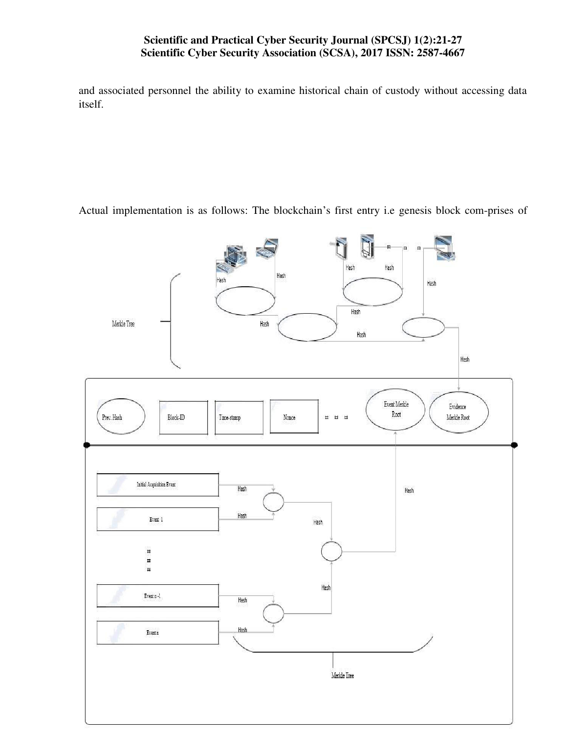and associated personnel the ability to examine historical chain of custody without accessing data itself.

Actual implementation is as follows: The blockchain's first entry i.e genesis block com-prises of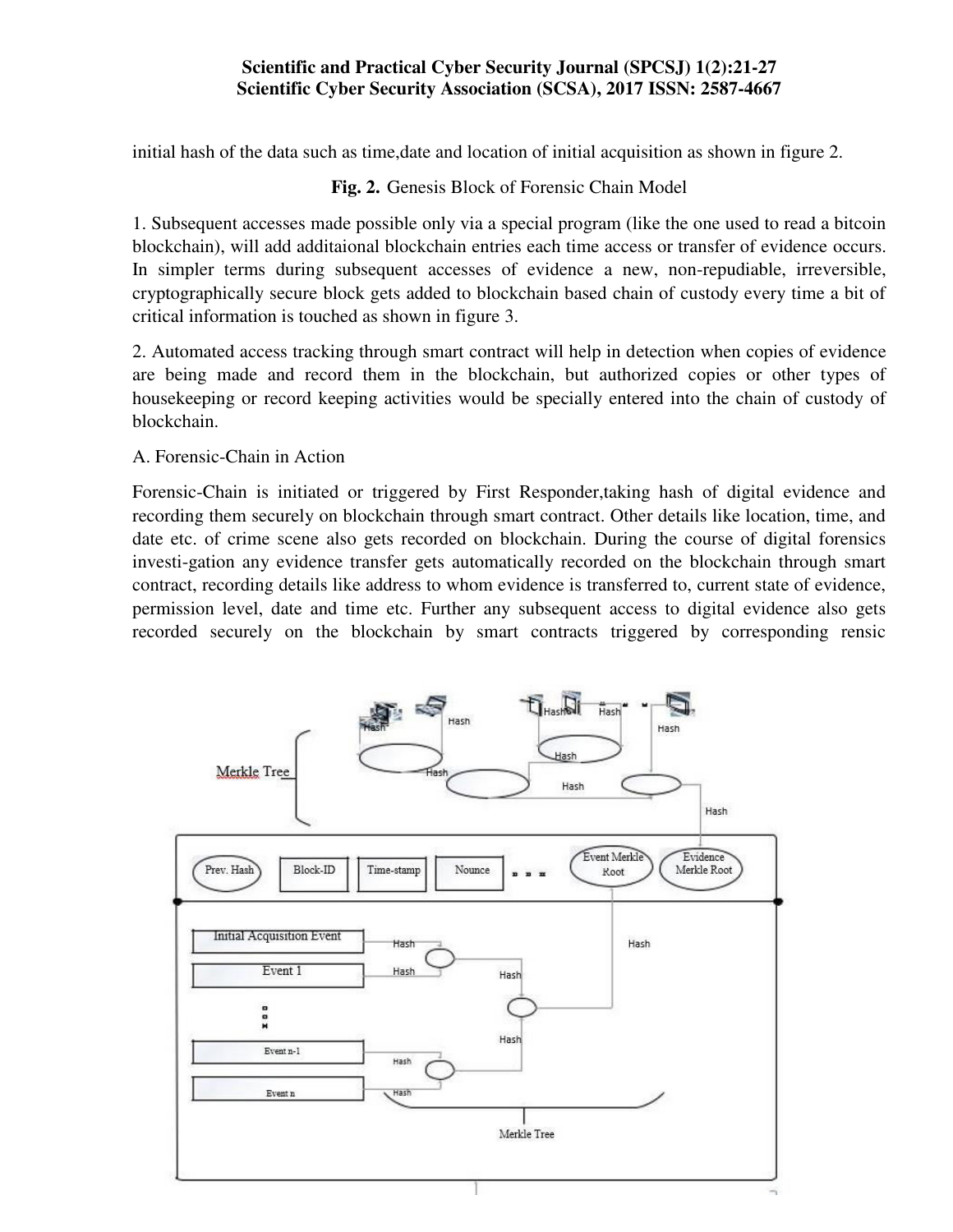initial hash of the data such as time,date and location of initial acquisition as shown in figure 2.

**Fig. 2.** Genesis Block of Forensic Chain Model

1. Subsequent accesses made possible only via a special program (like the one used to read a bitcoin blockchain), will add additaional blockchain entries each time access or transfer of evidence occurs. In simpler terms during subsequent accesses of evidence a new, non-repudiable, irreversible, cryptographically secure block gets added to blockchain based chain of custody every time a bit of critical information is touched as shown in figure 3.

2. Automated access tracking through smart contract will help in detection when copies of evidence are being made and record them in the blockchain, but authorized copies or other types of housekeeping or record keeping activities would be specially entered into the chain of custody of blockchain.

A. Forensic-Chain in Action

Forensic-Chain is initiated or triggered by First Responder,taking hash of digital evidence and recording them securely on blockchain through smart contract. Other details like location, time, and date etc. of crime scene also gets recorded on blockchain. During the course of digital forensics investi-gation any evidence transfer gets automatically recorded on the blockchain through smart contract, recording details like address to whom evidence is transferred to, current state of evidence, permission level, date and time etc. Further any subsequent access to digital evidence also gets recorded securely on the blockchain by smart contracts triggered by corresponding rensic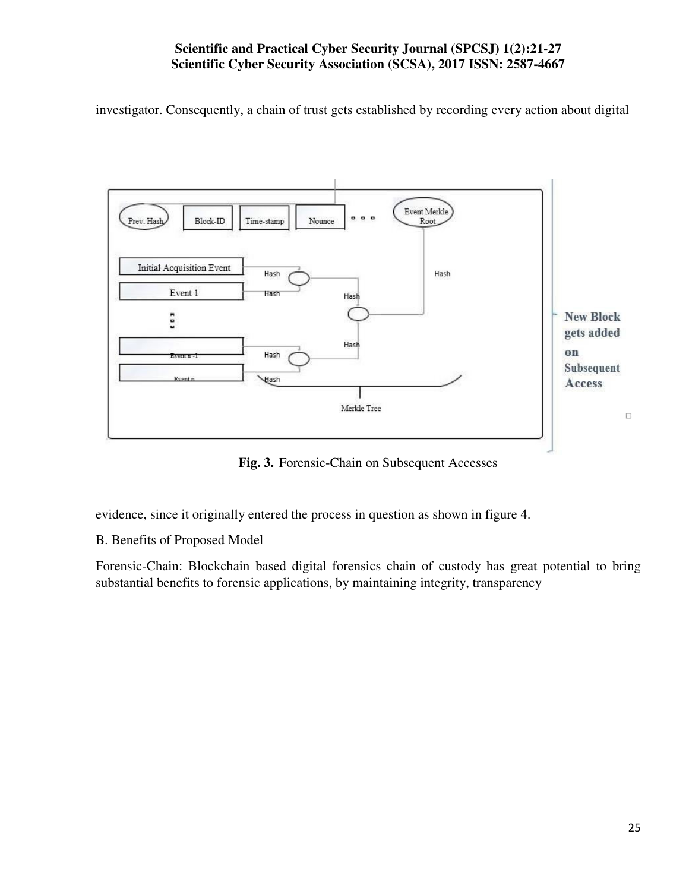investigator. Consequently, a chain of trust gets established by recording every action about digital

**Fig. 3.** Forensic-Chain on Subsequent Accesses

evidence, since it originally entered the process in question as shown in figure 4.

B. Benefits of Proposed Model

Forensic-Chain: Blockchain based digital forensics chain of custody has great potential to bring substantial benefits to forensic applications, by maintaining integrity, transparency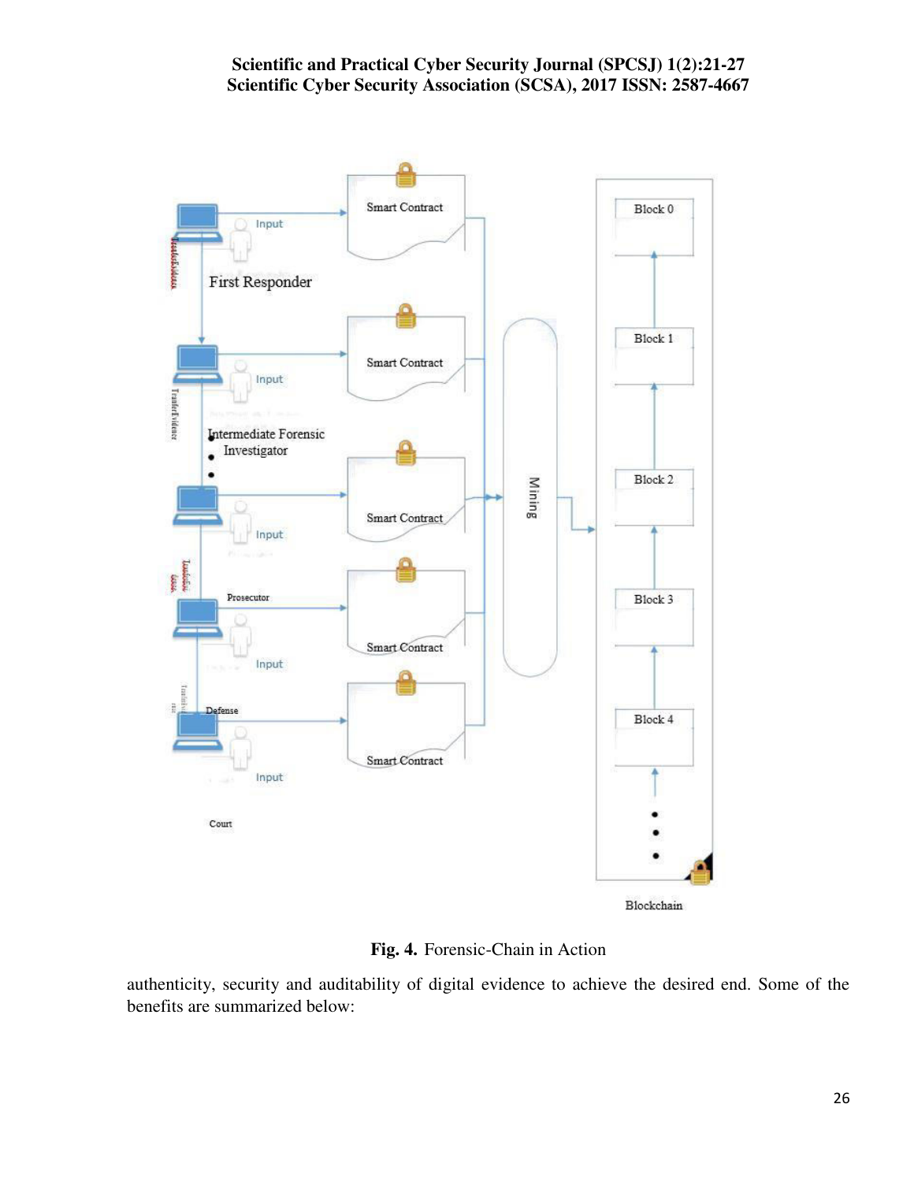Fig. 4. Forensic-Chain in Action

authenticity, security and auditability of digital evidence to achieve the desired end. Some of the benefits are summarized below: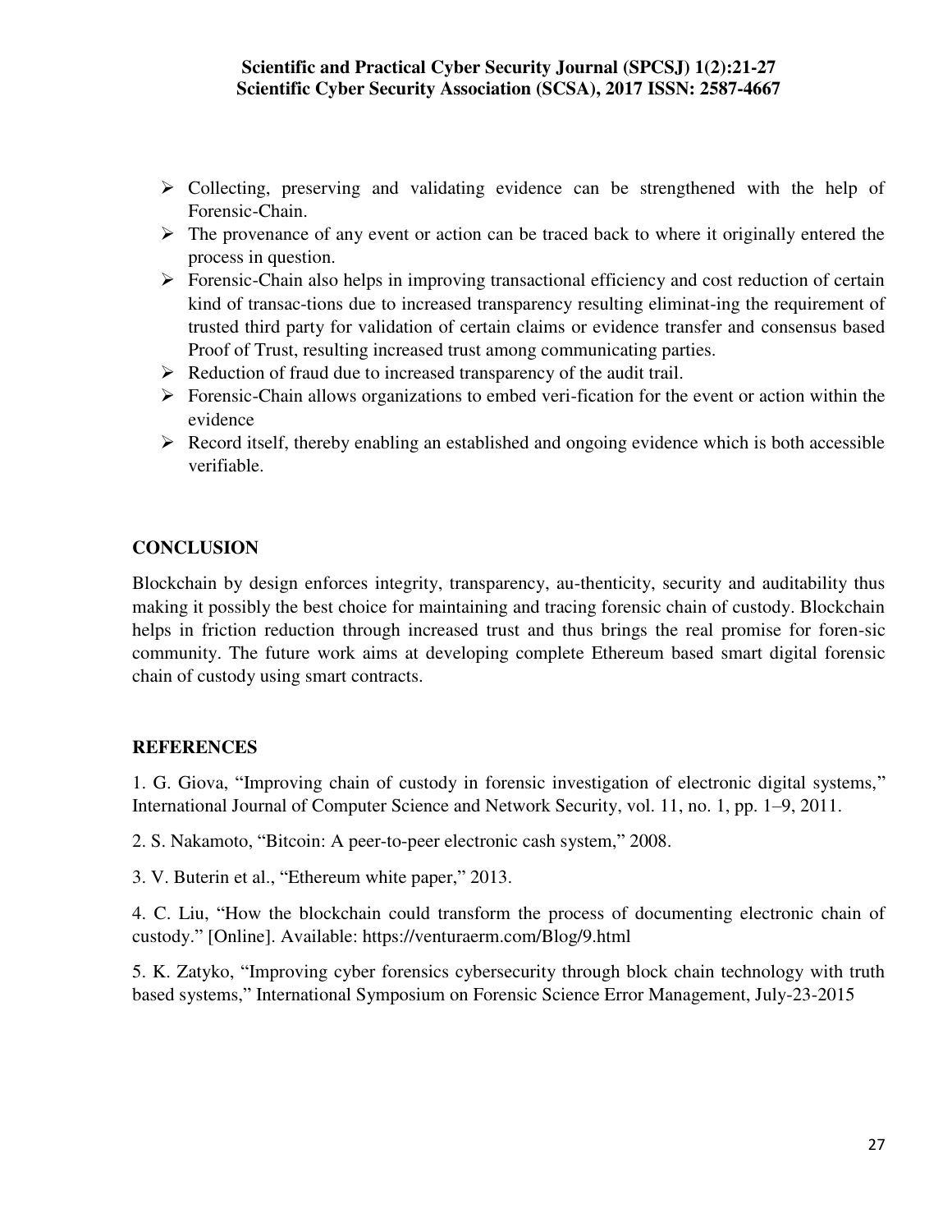- Collecting, preserving and validating evidence can be strengthened with the help of Forensic-Chain.
- The provenance of any event or action can be traced back to where it originally entered the process in question.
- Forensic-Chain also helps in improving transactional efficiency and cost reduction of certain kind of transac-tions due to increased transparency resulting eliminat-ing the requirement of trusted third party for validation of certain claims or evidence transfer and consensus based Proof of Trust, resulting increased trust among communicating parties.
- Reduction of fraud due to increased transparency of the audit trail.
- Forensic-Chain allows organizations to embed veri-fication for the event or action within the evidence
- Record itself, thereby enabling an established and ongoing evidence which is both accessible verifiable.

## CONCLUSION

Blockchain by design enforces integrity, transparency, au-thenticity, security and auditability thus making it possibly the best choice for maintaining and tracing forensic chain of custody. Blockchain helps in friction reduction through increased trust and thus brings the real promise for foren-sic community. The future work aims at developing complete Ethereum based smart digital forensic chain of custody using smart contracts.

## REFERENCES

1. G. Giova, "Improving chain of custody in forensic investigation of electronic digital systems," International Journal of Computer Science and Network Security, vol. 11, no. 1, pp. 1–9, 2011.

2. S. Nakamoto, "Bitcoin: A peer-to-peer electronic cash system," 2008.

3. V. Buterin et al., "Ethereum white paper," 2013.

4. C. Liu, "How the blockchain could transform the process of documenting electronic chain of custody." [Online]. Available: https://venturaerm.com/Blog/9.html

5. K. Zatyko, "Improving cyber forensics cybersecurity through block chain technology with truth based systems," International Symposium on Forensic Science Error Management, July-23-2015